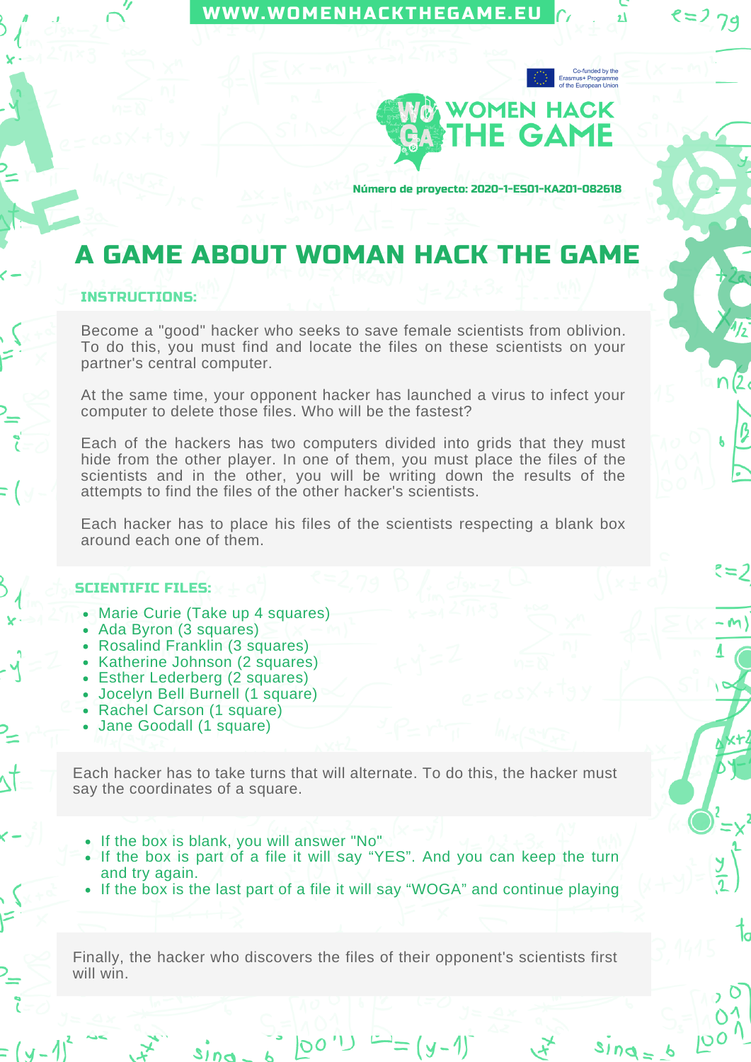WWW.WOMENHACKTHEGAME.EU

Co-funded by the Erasmus+ Programme of the European Union

WOMEN HACK THE GAME

Número de proyecto: 2020-1-ES01-KA201-082618

# A GAME ABOUT WOMAN HACK THE GAME

## INSTRUCTIONS:

Become a "good" hacker who seeks to save female scientists from oblivion. To do this, you must find and locate the files on these scientists on your partner's central computer.

At the same time, your opponent hacker has launched a virus to infect your computer to delete those files. Who will be the fastest?

Each of the hackers has two computers divided into grids that they must hide from the other player. In one of them, you must place the files of the scientists and in the other, you will be writing down the results of the attempts to find the files of the other hacker's scientists.

Each hacker has to place his files of the scientists respecting a blank box around each one of them.

## SCIENTIFIC FILES:

- Marie Curie (Take up 4 squares)
- Ada Byron (3 squares)
- Rosalind Franklin (3 squares)
- Katherine Johnson (2 squares)
- Esther Lederberg (2 squares)
- Jocelyn Bell Burnell (1 square)
- Rachel Carson (1 square)
- Jane Goodall (1 square)

Each hacker has to take turns that will alternate. To do this, the hacker must say the coordinates of a square.

- If the box is blank, you will answer "No"
- If the box is part of a file it will say “YES”. And you can keep the turn and try again.
- If the box is the last part of a file it will say “WOGA” and continue playing

Finally, the hacker who discovers the files of their opponent's scientists first will win.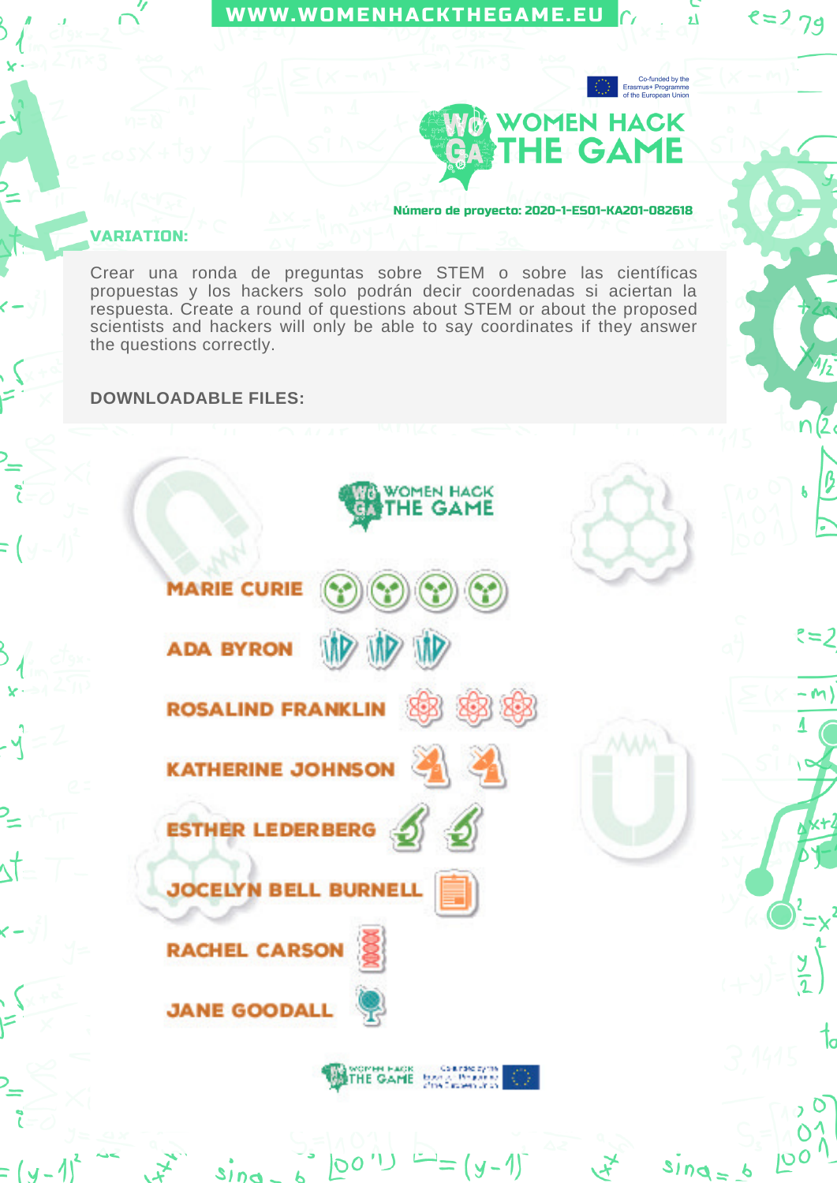**VARIATION:**

Crear una ronda de preguntas sobre STEM o sobre las científicas propuestas y los hackers solo podrán decir coordenadas si aciertan la respuesta. Create a round of questions about STEM or about the proposed scientists and hackers will only be able to say coordinates if they answer the questions correctly.

**DOWNLOADABLE FILES:**

WOMEN HACK THE GAME

MARIE CURIE

ADA BYRON

ROSALIND FRANKLIN

KATHERINE JOHNSON

ESTHER LEDERBERG

JOCELYN BELL BURNELL

RACHEL CARSON

JANE GOODALL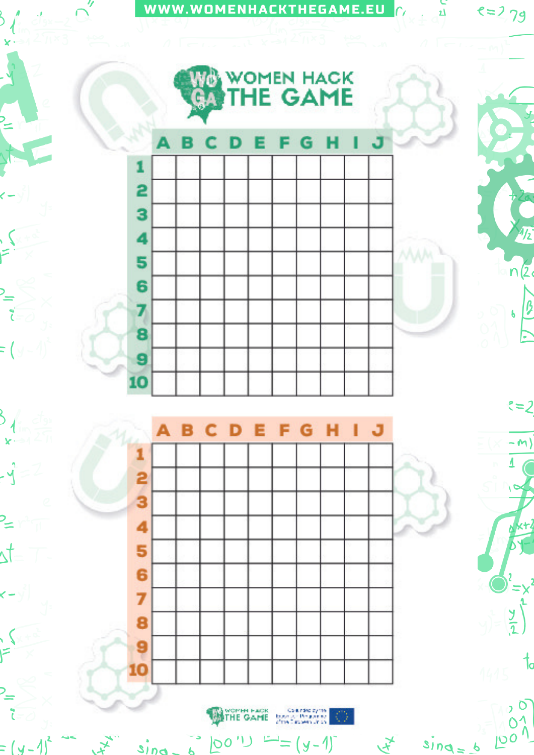WWW.WOMENHACKTHEGAME.EU

# WOMEN HACK THE GAME

| | A | B | C | D | E | F | G | H | I | J |
|---|---|---|---|---|---|---|---|---|---|---|
| 1 | | | | | | | | | | |
| 2 | | | | | | | | | | |
| 3 | | | | | | | | | | |
| 4 | | | | | | | | | | |
| 5 | | | | | | | | | | |
| 6 | | | | | | | | | | |
| 7 | | | | | | | | | | |
| 8 | | | | | | | | | | |
| 9 | | | | | | | | | | |
| 10 | | | | | | | | | | |

| | A | B | C | D | E | F | G | H | I | J |
|---|---|---|---|---|---|---|---|---|---|---|
| 1 | | | | | | | | | | |
| 2 | | | | | | | | | | |
| 3 | | | | | | | | | | |
| 4 | | | | | | | | | | |
| 5 | | | | | | | | | | |
| 6 | | | | | | | | | | |
| 7 | | | | | | | | | | |
| 8 | | | | | | | | | | |
| 9 | | | | | | | | | | |
| 10 | | | | | | | | | | |

WOMEN HACK THE GAME

Co-funded by the Erasmus+ Programme of the European Union